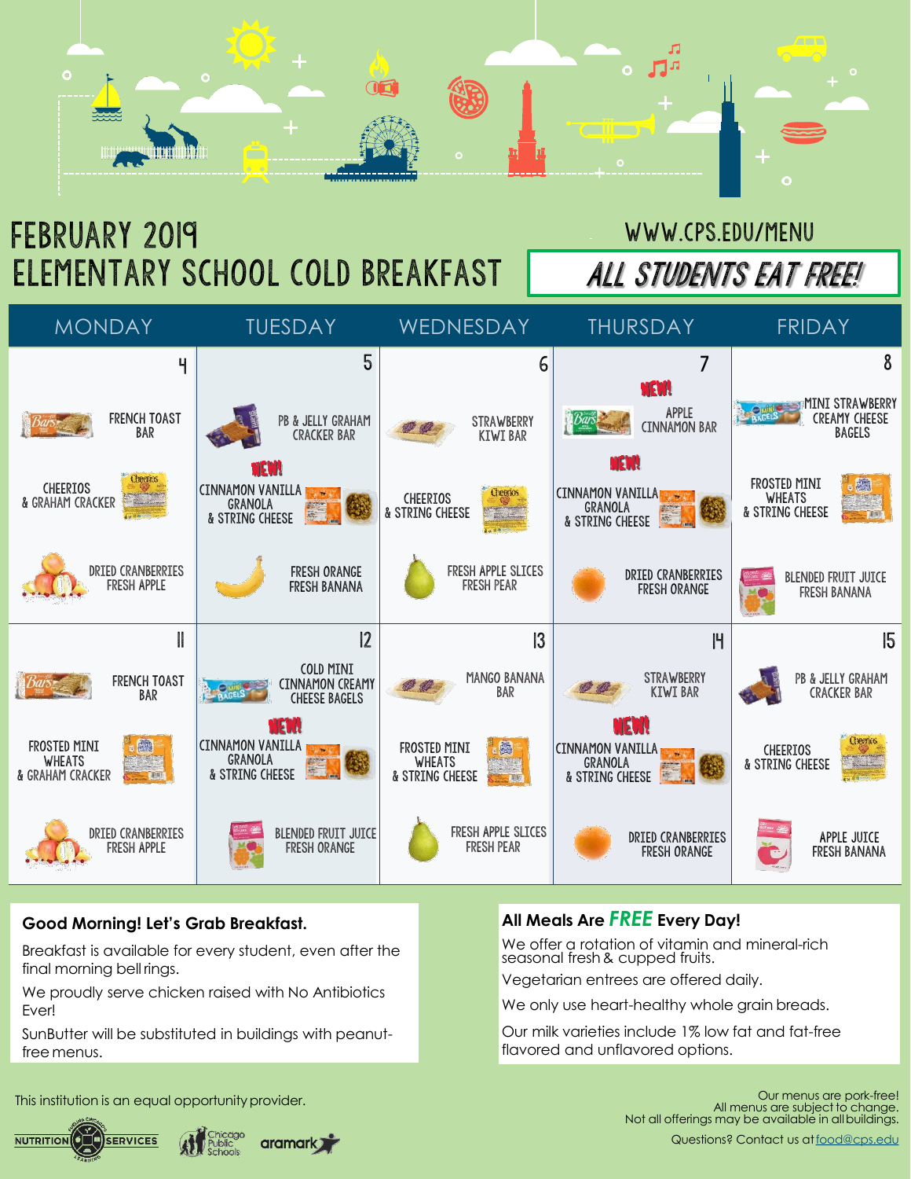# FEBRUARY 2019
# ELEMENTARY SCHOOL COLD BREAKFAST

WWW.CPS.EDU/MENU

**ALL STUDENTS EAT FREE!**

| MONDAY | TUESDAY | WEDNESDAY | THURSDAY | FRIDAY |
|---|---|---|---|---|
| **4**<br>FRENCH TOAST BAR<br>CHEERIOS & GRAHAM CRACKER<br>DRIED CRANBERRIES<br>FRESH APPLE | **5**<br>PB & JELLY GRAHAM CRACKER BAR<br>NEW! CINNAMON VANILLA GRANOLA & STRING CHEESE<br>FRESH ORANGE<br>FRESH BANANA | **6**<br>STRAWBERRY KIWI BAR<br>CHEERIOS & STRING CHEESE<br>FRESH APPLE SLICES<br>FRESH PEAR | **7**<br>NEW! APPLE CINNAMON BAR<br>NEW! CINNAMON VANILLA GRANOLA & STRING CHEESE<br>DRIED CRANBERRIES<br>FRESH ORANGE | **8**<br>MINI STRAWBERRY CREAMY CHEESE BAGELS<br>FROSTED MINI WHEATS & STRING CHEESE<br>BLENDED FRUIT JUICE<br>FRESH BANANA |
| **11**<br>FRENCH TOAST BAR<br>FROSTED MINI WHEATS & GRAHAM CRACKER<br>DRIED CRANBERRIES<br>FRESH APPLE | **12**<br>COLD MINI CINNAMON CREAMY CHEESE BAGELS<br>NEW! CINNAMON VANILLA GRANOLA & STRING CHEESE<br>BLENDED FRUIT JUICE<br>FRESH ORANGE | **13**<br>MANGO BANANA BAR<br>FROSTED MINI WHEATS & STRING CHEESE<br>FRESH APPLE SLICES<br>FRESH PEAR | **14**<br>STRAWBERRY KIWI BAR<br>NEW! CINNAMON VANILLA GRANOLA & STRING CHEESE<br>DRIED CRANBERRIES<br>FRESH ORANGE | **15**<br>PB & JELLY GRAHAM CRACKER BAR<br>CHEERIOS & STRING CHEESE<br>APPLE JUICE<br>FRESH BANANA |

**Good Morning! Let's Grab Breakfast.**

Breakfast is available for every student, even after the final morning bell rings.

We proudly serve chicken raised with No Antibiotics Ever!

SunButter will be substituted in buildings with peanut-free menus.

**All Meals Are *FREE* Every Day!**

We offer a rotation of vitamin and mineral-rich seasonal fresh & cupped fruits.

Vegetarian entrees are offered daily.

We only use heart-healthy whole grain breads.

Our milk varieties include 1% low fat and fat-free flavored and unflavored options.

This institution is an equal opportunity provider.

Our menus are pork-free!
All menus are subject to change.
Not all offerings may be available in all buildings.

Questions? Contact us at food@cps.edu

NUTRITION SERVICES | Chicago Public Schools | aramark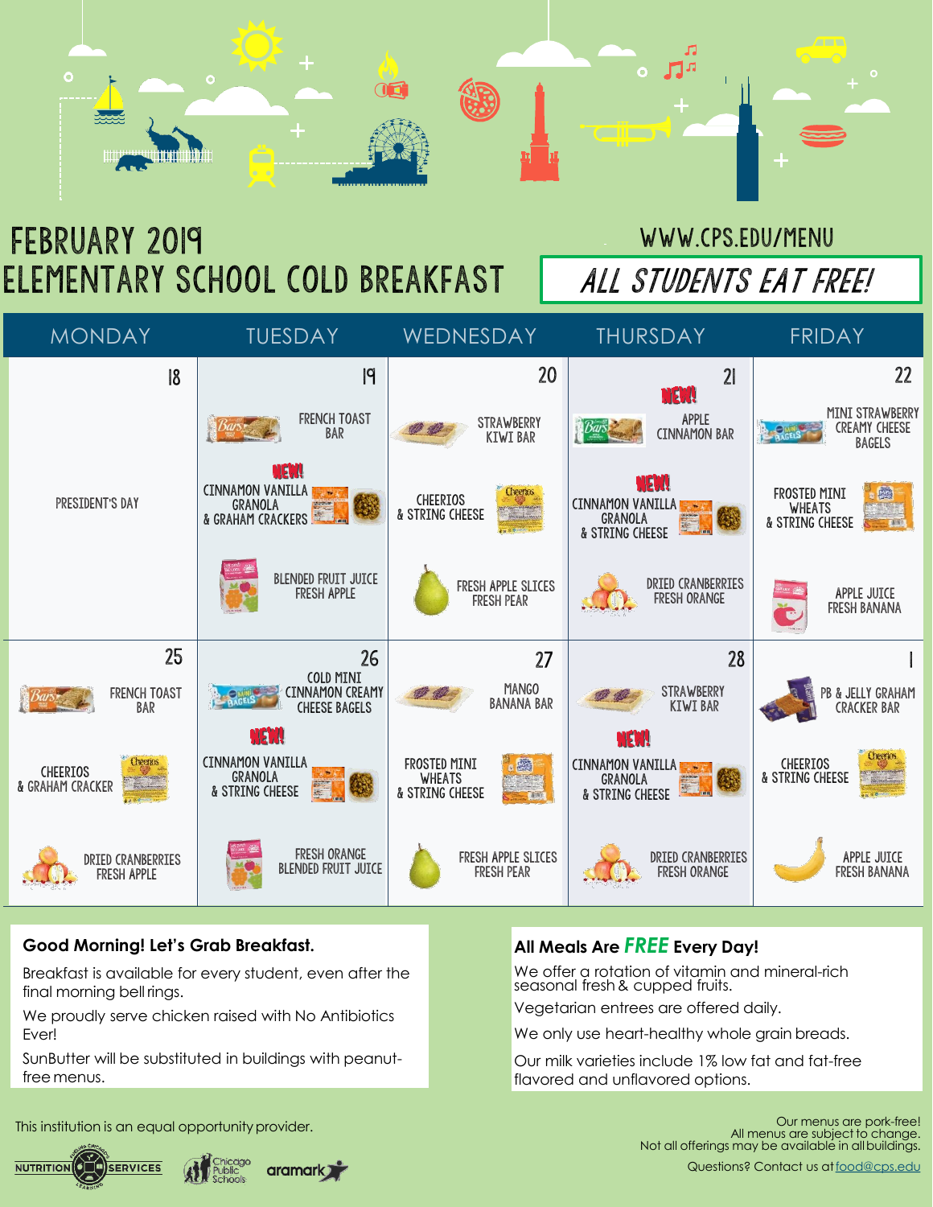# FEBRUARY 2019
# ELEMENTARY SCHOOL COLD BREAKFAST

WWW.CPS.EDU/MENU

**ALL STUDENTS EAT FREE!**

| MONDAY | TUESDAY | WEDNESDAY | THURSDAY | FRIDAY |
|---|---|---|---|---|
| 18<br>PRESIDENT'S DAY | 19<br>FRENCH TOAST BAR<br>NEW!<br>CINNAMON VANILLA GRANOLA & GRAHAM CRACKERS<br>BLENDED FRUIT JUICE<br>FRESH APPLE | 20<br>STRAWBERRY KIWI BAR<br>CHEERIOS & STRING CHEESE<br>FRESH APPLE SLICES<br>FRESH PEAR | 21<br>NEW!<br>APPLE CINNAMON BAR<br>NEW!<br>CINNAMON VANILLA GRANOLA & STRING CHEESE<br>DRIED CRANBERRIES<br>FRESH ORANGE | 22<br>MINI STRAWBERRY CREAMY CHEESE BAGELS<br>FROSTED MINI WHEATS & STRING CHEESE<br>APPLE JUICE<br>FRESH BANANA |
| 25<br>FRENCH TOAST BAR<br>CHEERIOS & GRAHAM CRACKER<br>DRIED CRANBERRIES<br>FRESH APPLE | 26<br>COLD MINI CINNAMON CREAMY CHEESE BAGELS<br>NEW!<br>CINNAMON VANILLA GRANOLA & STRING CHEESE<br>FRESH ORANGE<br>BLENDED FRUIT JUICE | 27<br>MANGO BANANA BAR<br>FROSTED MINI WHEATS & STRING CHEESE<br>FRESH APPLE SLICES<br>FRESH PEAR | 28<br>STRAWBERRY KIWI BAR<br>NEW!<br>CINNAMON VANILLA GRANOLA & STRING CHEESE<br>DRIED CRANBERRIES<br>FRESH ORANGE | 1<br>PB & JELLY GRAHAM CRACKER BAR<br>CHEERIOS & STRING CHEESE<br>APPLE JUICE<br>FRESH BANANA |

**Good Morning! Let's Grab Breakfast.**

Breakfast is available for every student, even after the final morning bell rings.

We proudly serve chicken raised with No Antibiotics Ever!

SunButter will be substituted in buildings with peanut-free menus.

**All Meals Are *FREE* Every Day!**

We offer a rotation of vitamin and mineral-rich seasonal fresh & cupped fruits.

Vegetarian entrees are offered daily.

We only use heart-healthy whole grain breads.

Our milk varieties include 1% low fat and fat-free flavored and unflavored options.

This institution is an equal opportunity provider.

Our menus are pork-free!
All menus are subject to change.
Not all offerings may be available in all buildings.

Questions? Contact us at food@cps.edu

NUTRITION SERVICES | Chicago Public Schools | aramark